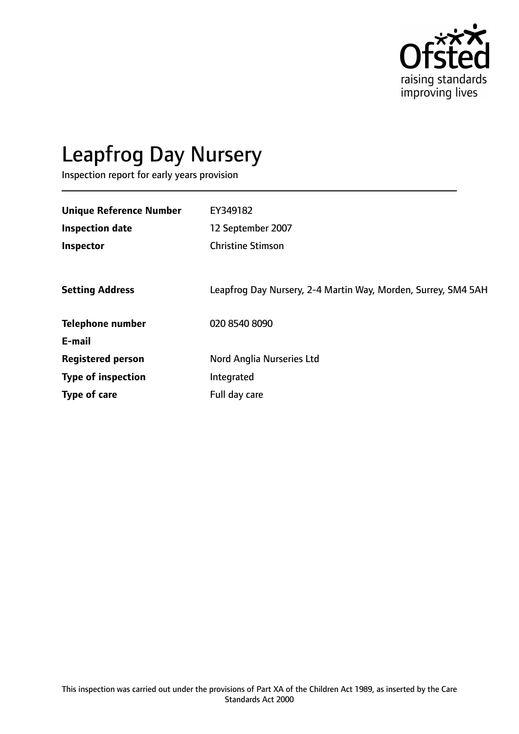# Leapfrog Day Nursery

Inspection report for early years provision

| | |
|---|---|
| **Unique Reference Number** | EY349182 |
| **Inspection date** | 12 September 2007 |
| **Inspector** | Christine Stimson |
| **Setting Address** | Leapfrog Day Nursery, 2-4 Martin Way, Morden, Surrey, SM4 5AH |
| **Telephone number** | 020 8540 8090 |
| **E-mail** | |
| **Registered person** | Nord Anglia Nurseries Ltd |
| **Type of inspection** | Integrated |
| **Type of care** | Full day care |

This inspection was carried out under the provisions of Part XA of the Children Act 1989, as inserted by the Care Standards Act 2000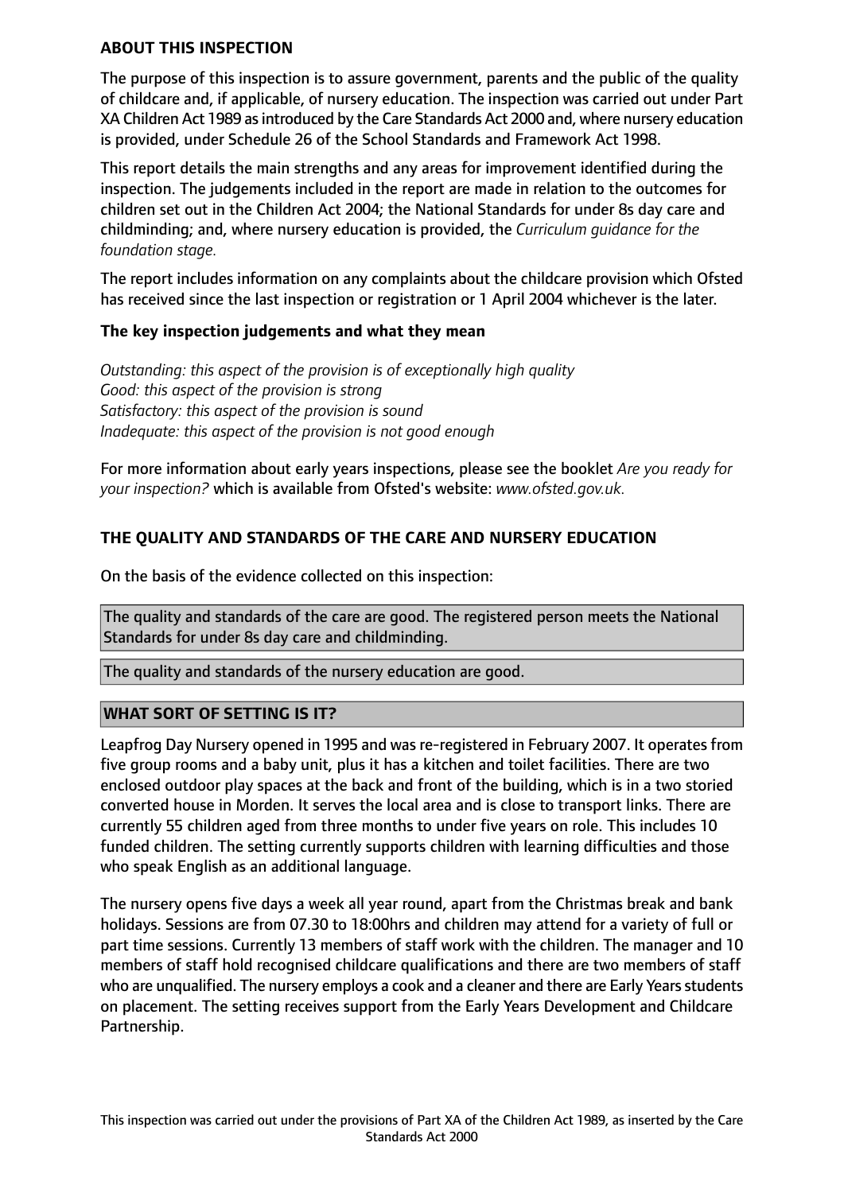## ABOUT THIS INSPECTION

The purpose of this inspection is to assure government, parents and the public of the quality of childcare and, if applicable, of nursery education. The inspection was carried out under Part XA Children Act 1989 as introduced by the Care Standards Act 2000 and, where nursery education is provided, under Schedule 26 of the School Standards and Framework Act 1998.

This report details the main strengths and any areas for improvement identified during the inspection. The judgements included in the report are made in relation to the outcomes for children set out in the Children Act 2004; the National Standards for under 8s day care and childminding; and, where nursery education is provided, the *Curriculum guidance for the foundation stage.*

The report includes information on any complaints about the childcare provision which Ofsted has received since the last inspection or registration or 1 April 2004 whichever is the later.

### The key inspection judgements and what they mean

*Outstanding: this aspect of the provision is of exceptionally high quality*
*Good: this aspect of the provision is strong*
*Satisfactory: this aspect of the provision is sound*
*Inadequate: this aspect of the provision is not good enough*

For more information about early years inspections, please see the booklet *Are you ready for your inspection?* which is available from Ofsted's website: *www.ofsted.gov.uk.*

## THE QUALITY AND STANDARDS OF THE CARE AND NURSERY EDUCATION

On the basis of the evidence collected on this inspection:

The quality and standards of the care are good. The registered person meets the National Standards for under 8s day care and childminding.

The quality and standards of the nursery education are good.

## WHAT SORT OF SETTING IS IT?

Leapfrog Day Nursery opened in 1995 and was re-registered in February 2007. It operates from five group rooms and a baby unit, plus it has a kitchen and toilet facilities. There are two enclosed outdoor play spaces at the back and front of the building, which is in a two storied converted house in Morden. It serves the local area and is close to transport links. There are currently 55 children aged from three months to under five years on role. This includes 10 funded children. The setting currently supports children with learning difficulties and those who speak English as an additional language.

The nursery opens five days a week all year round, apart from the Christmas break and bank holidays. Sessions are from 07.30 to 18:00hrs and children may attend for a variety of full or part time sessions. Currently 13 members of staff work with the children. The manager and 10 members of staff hold recognised childcare qualifications and there are two members of staff who are unqualified. The nursery employs a cook and a cleaner and there are Early Years students on placement. The setting receives support from the Early Years Development and Childcare Partnership.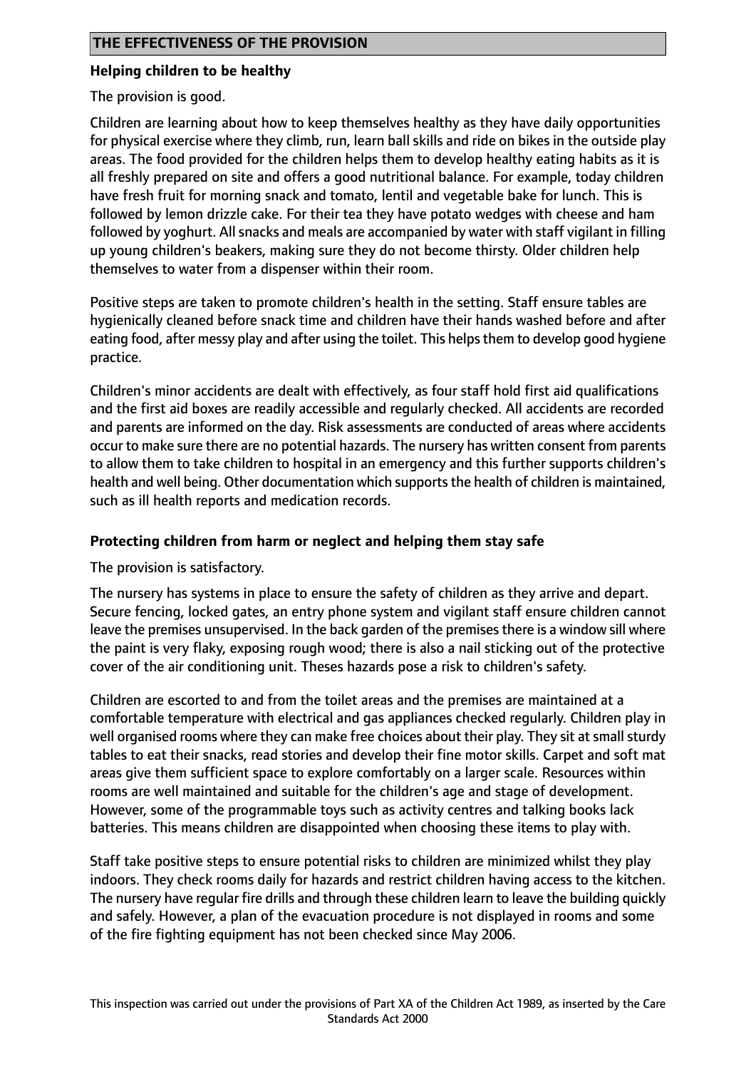## THE EFFECTIVENESS OF THE PROVISION

### Helping children to be healthy

The provision is good.

Children are learning about how to keep themselves healthy as they have daily opportunities for physical exercise where they climb, run, learn ball skills and ride on bikes in the outside play areas. The food provided for the children helps them to develop healthy eating habits as it is all freshly prepared on site and offers a good nutritional balance. For example, today children have fresh fruit for morning snack and tomato, lentil and vegetable bake for lunch. This is followed by lemon drizzle cake. For their tea they have potato wedges with cheese and ham followed by yoghurt. All snacks and meals are accompanied by water with staff vigilant in filling up young children's beakers, making sure they do not become thirsty. Older children help themselves to water from a dispenser within their room.

Positive steps are taken to promote children's health in the setting. Staff ensure tables are hygienically cleaned before snack time and children have their hands washed before and after eating food, after messy play and after using the toilet. This helps them to develop good hygiene practice.

Children's minor accidents are dealt with effectively, as four staff hold first aid qualifications and the first aid boxes are readily accessible and regularly checked. All accidents are recorded and parents are informed on the day. Risk assessments are conducted of areas where accidents occur to make sure there are no potential hazards. The nursery has written consent from parents to allow them to take children to hospital in an emergency and this further supports children's health and well being. Other documentation which supports the health of children is maintained, such as ill health reports and medication records.

### Protecting children from harm or neglect and helping them stay safe

The provision is satisfactory.

The nursery has systems in place to ensure the safety of children as they arrive and depart. Secure fencing, locked gates, an entry phone system and vigilant staff ensure children cannot leave the premises unsupervised. In the back garden of the premises there is a window sill where the paint is very flaky, exposing rough wood; there is also a nail sticking out of the protective cover of the air conditioning unit. Theses hazards pose a risk to children's safety.

Children are escorted to and from the toilet areas and the premises are maintained at a comfortable temperature with electrical and gas appliances checked regularly. Children play in well organised rooms where they can make free choices about their play. They sit at small sturdy tables to eat their snacks, read stories and develop their fine motor skills. Carpet and soft mat areas give them sufficient space to explore comfortably on a larger scale. Resources within rooms are well maintained and suitable for the children's age and stage of development. However, some of the programmable toys such as activity centres and talking books lack batteries. This means children are disappointed when choosing these items to play with.

Staff take positive steps to ensure potential risks to children are minimized whilst they play indoors. They check rooms daily for hazards and restrict children having access to the kitchen. The nursery have regular fire drills and through these children learn to leave the building quickly and safely. However, a plan of the evacuation procedure is not displayed in rooms and some of the fire fighting equipment has not been checked since May 2006.

This inspection was carried out under the provisions of Part XA of the Children Act 1989, as inserted by the Care Standards Act 2000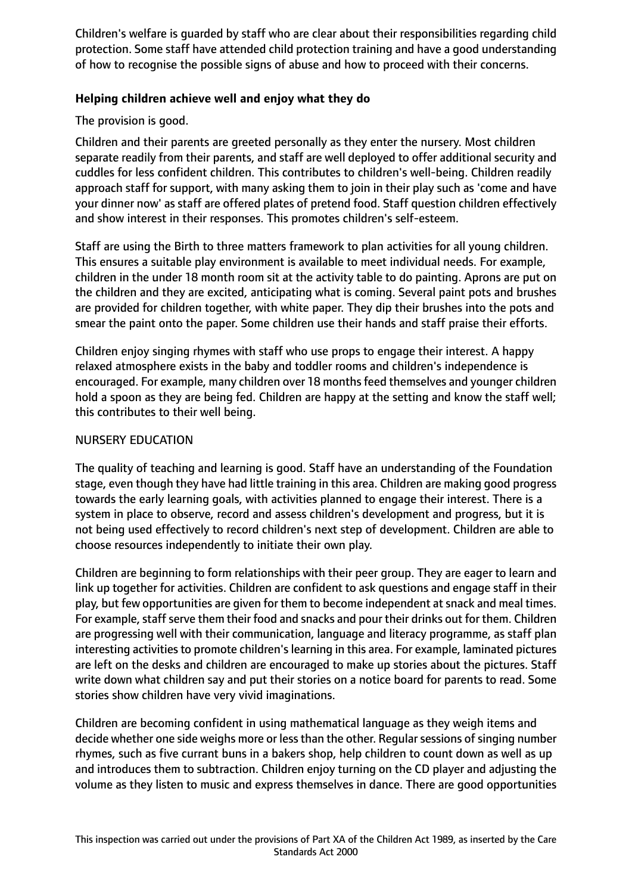Children's welfare is guarded by staff who are clear about their responsibilities regarding child protection. Some staff have attended child protection training and have a good understanding of how to recognise the possible signs of abuse and how to proceed with their concerns.

### Helping children achieve well and enjoy what they do

The provision is good.

Children and their parents are greeted personally as they enter the nursery. Most children separate readily from their parents, and staff are well deployed to offer additional security and cuddles for less confident children. This contributes to children's well-being. Children readily approach staff for support, with many asking them to join in their play such as 'come and have your dinner now' as staff are offered plates of pretend food. Staff question children effectively and show interest in their responses. This promotes children's self-esteem.

Staff are using the Birth to three matters framework to plan activities for all young children. This ensures a suitable play environment is available to meet individual needs. For example, children in the under 18 month room sit at the activity table to do painting. Aprons are put on the children and they are excited, anticipating what is coming. Several paint pots and brushes are provided for children together, with white paper. They dip their brushes into the pots and smear the paint onto the paper. Some children use their hands and staff praise their efforts.

Children enjoy singing rhymes with staff who use props to engage their interest. A happy relaxed atmosphere exists in the baby and toddler rooms and children's independence is encouraged. For example, many children over 18 months feed themselves and younger children hold a spoon as they are being fed. Children are happy at the setting and know the staff well; this contributes to their well being.

NURSERY EDUCATION

The quality of teaching and learning is good. Staff have an understanding of the Foundation stage, even though they have had little training in this area. Children are making good progress towards the early learning goals, with activities planned to engage their interest. There is a system in place to observe, record and assess children's development and progress, but it is not being used effectively to record children's next step of development. Children are able to choose resources independently to initiate their own play.

Children are beginning to form relationships with their peer group. They are eager to learn and link up together for activities. Children are confident to ask questions and engage staff in their play, but few opportunities are given for them to become independent at snack and meal times. For example, staff serve them their food and snacks and pour their drinks out for them. Children are progressing well with their communication, language and literacy programme, as staff plan interesting activities to promote children's learning in this area. For example, laminated pictures are left on the desks and children are encouraged to make up stories about the pictures. Staff write down what children say and put their stories on a notice board for parents to read. Some stories show children have very vivid imaginations.

Children are becoming confident in using mathematical language as they weigh items and decide whether one side weighs more or less than the other. Regular sessions of singing number rhymes, such as five currant buns in a bakers shop, help children to count down as well as up and introduces them to subtraction. Children enjoy turning on the CD player and adjusting the volume as they listen to music and express themselves in dance. There are good opportunities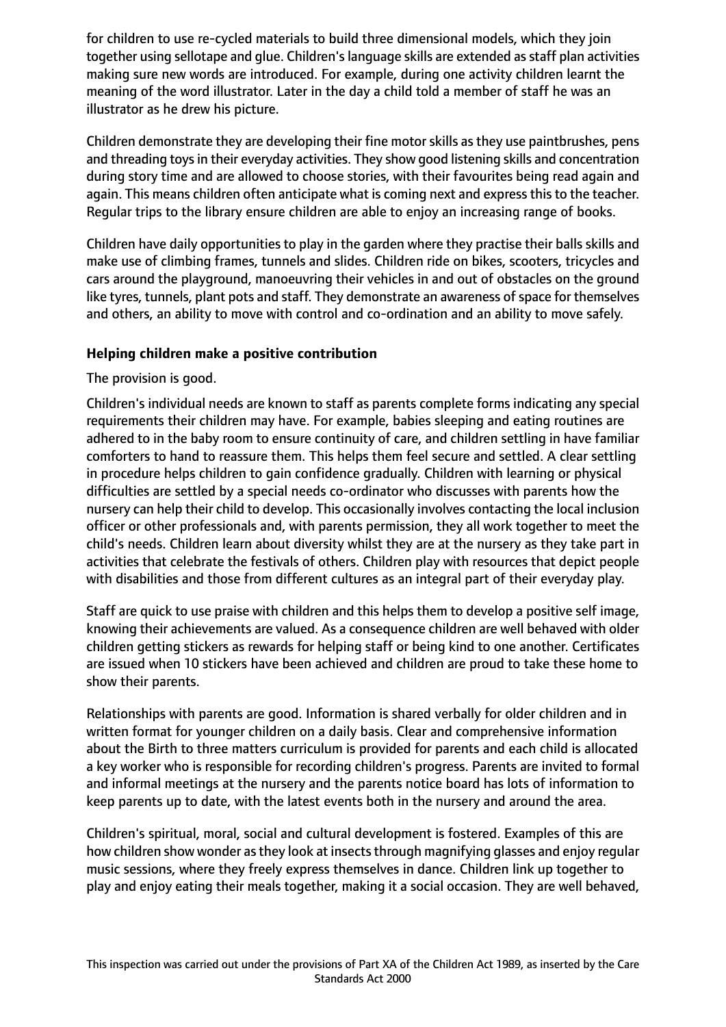for children to use re-cycled materials to build three dimensional models, which they join together using sellotape and glue. Children's language skills are extended as staff plan activities making sure new words are introduced. For example, during one activity children learnt the meaning of the word illustrator. Later in the day a child told a member of staff he was an illustrator as he drew his picture.

Children demonstrate they are developing their fine motor skills as they use paintbrushes, pens and threading toys in their everyday activities. They show good listening skills and concentration during story time and are allowed to choose stories, with their favourites being read again and again. This means children often anticipate what is coming next and express this to the teacher. Regular trips to the library ensure children are able to enjoy an increasing range of books.

Children have daily opportunities to play in the garden where they practise their balls skills and make use of climbing frames, tunnels and slides. Children ride on bikes, scooters, tricycles and cars around the playground, manoeuvring their vehicles in and out of obstacles on the ground like tyres, tunnels, plant pots and staff. They demonstrate an awareness of space for themselves and others, an ability to move with control and co-ordination and an ability to move safely.

**Helping children make a positive contribution**

The provision is good.

Children's individual needs are known to staff as parents complete forms indicating any special requirements their children may have. For example, babies sleeping and eating routines are adhered to in the baby room to ensure continuity of care, and children settling in have familiar comforters to hand to reassure them. This helps them feel secure and settled. A clear settling in procedure helps children to gain confidence gradually. Children with learning or physical difficulties are settled by a special needs co-ordinator who discusses with parents how the nursery can help their child to develop. This occasionally involves contacting the local inclusion officer or other professionals and, with parents permission, they all work together to meet the child's needs. Children learn about diversity whilst they are at the nursery as they take part in activities that celebrate the festivals of others. Children play with resources that depict people with disabilities and those from different cultures as an integral part of their everyday play.

Staff are quick to use praise with children and this helps them to develop a positive self image, knowing their achievements are valued. As a consequence children are well behaved with older children getting stickers as rewards for helping staff or being kind to one another. Certificates are issued when 10 stickers have been achieved and children are proud to take these home to show their parents.

Relationships with parents are good. Information is shared verbally for older children and in written format for younger children on a daily basis. Clear and comprehensive information about the Birth to three matters curriculum is provided for parents and each child is allocated a key worker who is responsible for recording children's progress. Parents are invited to formal and informal meetings at the nursery and the parents notice board has lots of information to keep parents up to date, with the latest events both in the nursery and around the area.

Children's spiritual, moral, social and cultural development is fostered. Examples of this are how children show wonder as they look at insects through magnifying glasses and enjoy regular music sessions, where they freely express themselves in dance. Children link up together to play and enjoy eating their meals together, making it a social occasion. They are well behaved,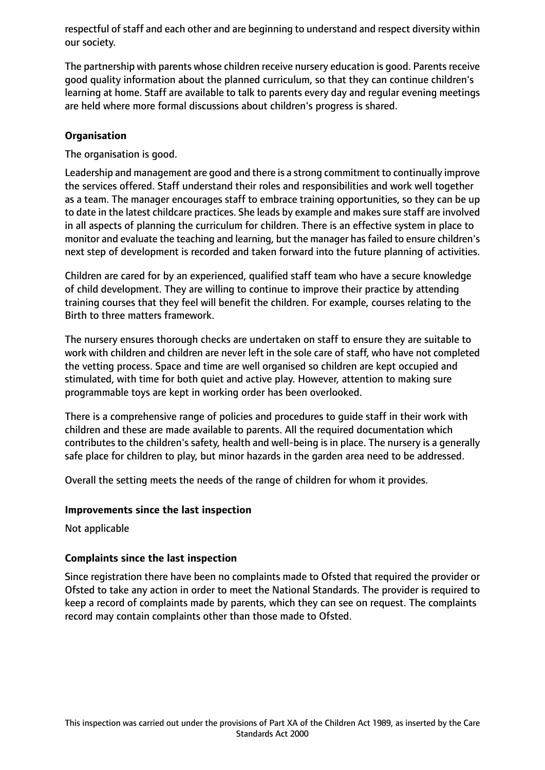respectful of staff and each other and are beginning to understand and respect diversity within our society.

The partnership with parents whose children receive nursery education is good. Parents receive good quality information about the planned curriculum, so that they can continue children's learning at home. Staff are available to talk to parents every day and regular evening meetings are held where more formal discussions about children's progress is shared.

**Organisation**

The organisation is good.

Leadership and management are good and there is a strong commitment to continually improve the services offered. Staff understand their roles and responsibilities and work well together as a team. The manager encourages staff to embrace training opportunities, so they can be up to date in the latest childcare practices. She leads by example and makes sure staff are involved in all aspects of planning the curriculum for children. There is an effective system in place to monitor and evaluate the teaching and learning, but the manager has failed to ensure children's next step of development is recorded and taken forward into the future planning of activities.

Children are cared for by an experienced, qualified staff team who have a secure knowledge of child development. They are willing to continue to improve their practice by attending training courses that they feel will benefit the children. For example, courses relating to the Birth to three matters framework.

The nursery ensures thorough checks are undertaken on staff to ensure they are suitable to work with children and children are never left in the sole care of staff, who have not completed the vetting process. Space and time are well organised so children are kept occupied and stimulated, with time for both quiet and active play. However, attention to making sure programmable toys are kept in working order has been overlooked.

There is a comprehensive range of policies and procedures to guide staff in their work with children and these are made available to parents. All the required documentation which contributes to the children's safety, health and well-being is in place. The nursery is a generally safe place for children to play, but minor hazards in the garden area need to be addressed.

Overall the setting meets the needs of the range of children for whom it provides.

**Improvements since the last inspection**

Not applicable

**Complaints since the last inspection**

Since registration there have been no complaints made to Ofsted that required the provider or Ofsted to take any action in order to meet the National Standards. The provider is required to keep a record of complaints made by parents, which they can see on request. The complaints record may contain complaints other than those made to Ofsted.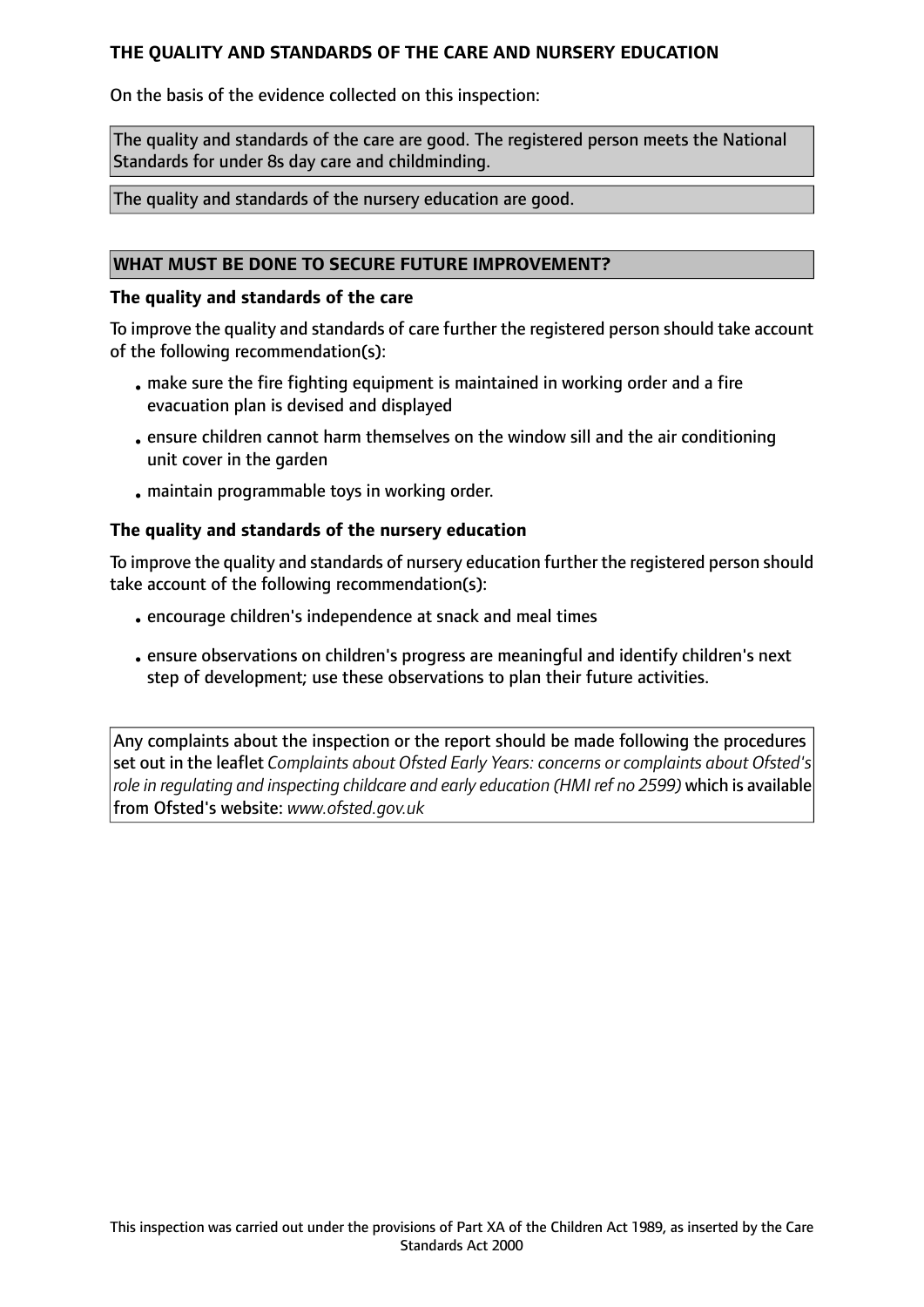## THE QUALITY AND STANDARDS OF THE CARE AND NURSERY EDUCATION

On the basis of the evidence collected on this inspection:

The quality and standards of the care are good. The registered person meets the National Standards for under 8s day care and childminding.

The quality and standards of the nursery education are good.

## WHAT MUST BE DONE TO SECURE FUTURE IMPROVEMENT?

### The quality and standards of the care

To improve the quality and standards of care further the registered person should take account of the following recommendation(s):

- make sure the fire fighting equipment is maintained in working order and a fire evacuation plan is devised and displayed
- ensure children cannot harm themselves on the window sill and the air conditioning unit cover in the garden
- maintain programmable toys in working order.

### The quality and standards of the nursery education

To improve the quality and standards of nursery education further the registered person should take account of the following recommendation(s):

- encourage children's independence at snack and meal times
- ensure observations on children's progress are meaningful and identify children's next step of development; use these observations to plan their future activities.

Any complaints about the inspection or the report should be made following the procedures set out in the leaflet *Complaints about Ofsted Early Years: concerns or complaints about Ofsted's role in regulating and inspecting childcare and early education (HMI ref no 2599)* which is available from Ofsted's website: *www.ofsted.gov.uk*

This inspection was carried out under the provisions of Part XA of the Children Act 1989, as inserted by the Care Standards Act 2000